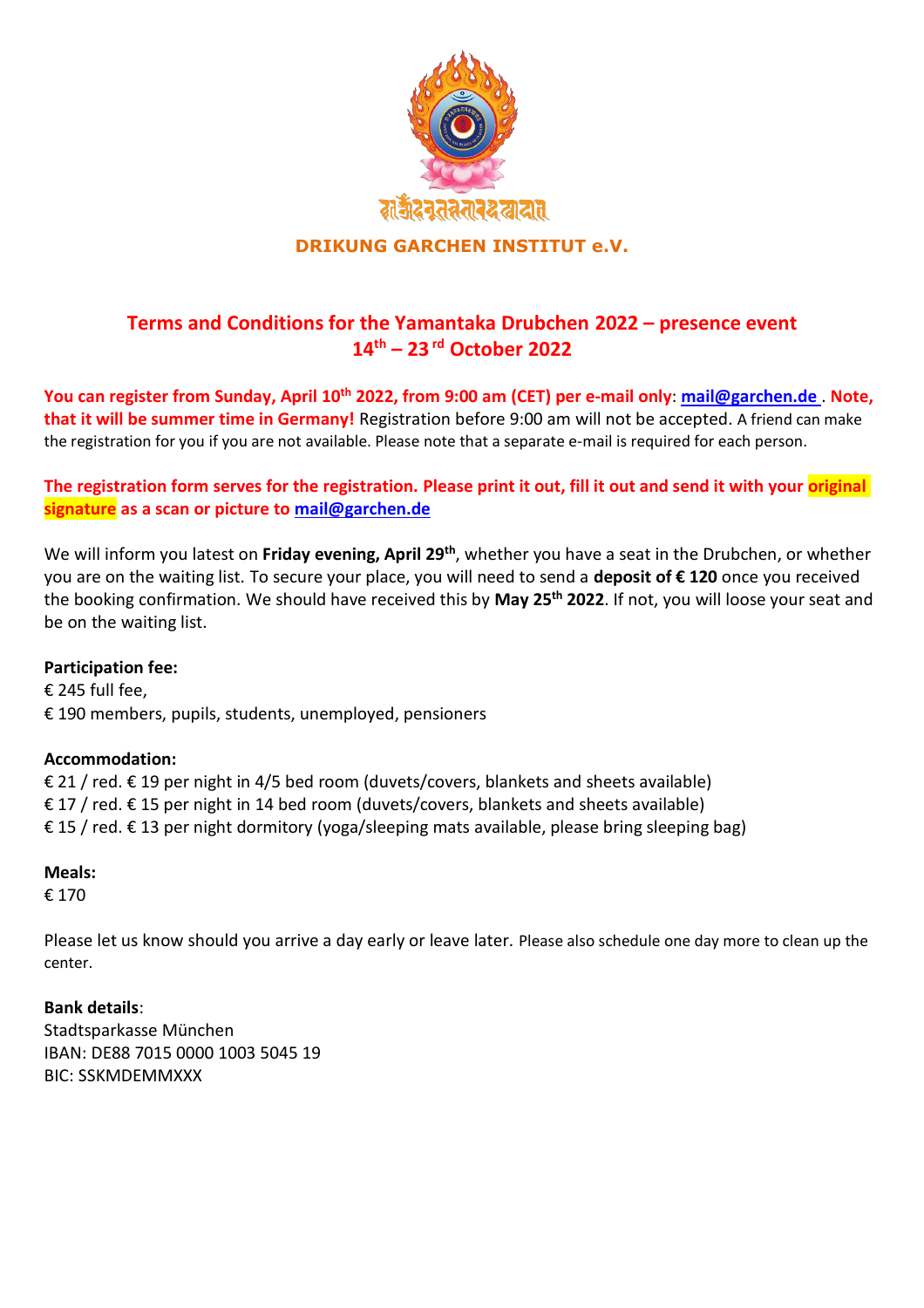**DRIKUNG GARCHEN INSTITUT e.V.**

## Terms and Conditions for the Yamantaka Drubchen 2022 – presence event 14th – 23rd October 2022

**You can register from Sunday, April 10th 2022, from 9:00 am (CET) per e-mail only: mail@garchen.de . Note, that it will be summer time in Germany!** Registration before 9:00 am will not be accepted. A friend can make the registration for you if you are not available. Please note that a separate e-mail is required for each person.

**The registration form serves for the registration. Please print it out, fill it out and send it with your original signature as a scan or picture to mail@garchen.de**

We will inform you latest on **Friday evening, April 29th**, whether you have a seat in the Drubchen, or whether you are on the waiting list. To secure your place, you will need to send a **deposit of € 120** once you received the booking confirmation. We should have received this by **May 25th 2022**. If not, you will loose your seat and be on the waiting list.

**Participation fee:**
€ 245 full fee,
€ 190 members, pupils, students, unemployed, pensioners

**Accommodation:**
€ 21 / red. € 19 per night in 4/5 bed room (duvets/covers, blankets and sheets available)
€ 17 / red. € 15 per night in 14 bed room (duvets/covers, blankets and sheets available)
€ 15 / red. € 13 per night dormitory (yoga/sleeping mats available, please bring sleeping bag)

**Meals:**
€ 170

Please let us know should you arrive a day early or leave later. Please also schedule one day more to clean up the center.

**Bank details**:
Stadtsparkasse München
IBAN: DE88 7015 0000 1003 5045 19
BIC: SSKMDEMMXXX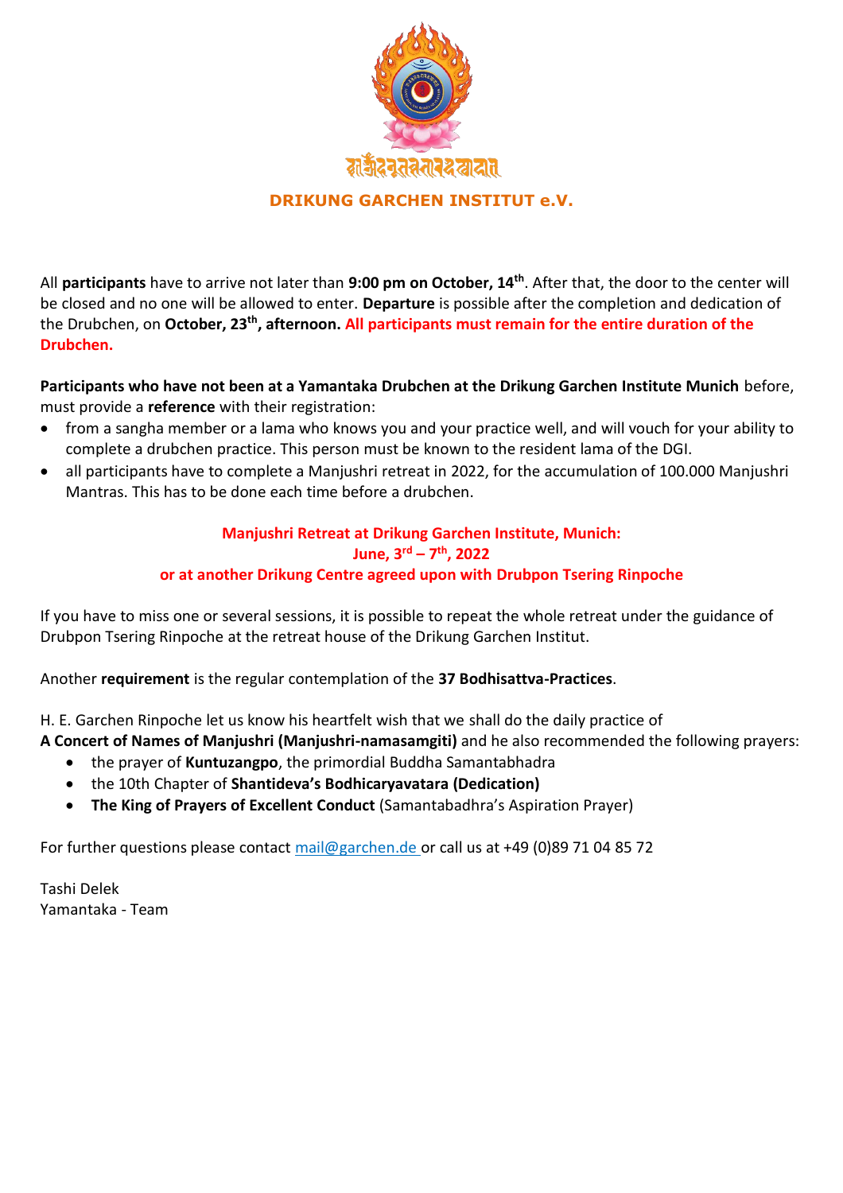# DRIKUNG GARCHEN INSTITUT e.V.

All **participants** have to arrive not later than **9:00 pm on October, 14th**. After that, the door to the center will be closed and no one will be allowed to enter. **Departure** is possible after the completion and dedication of the Drubchen, on **October, 23th, afternoon. All participants must remain for the entire duration of the Drubchen.**

**Participants who have not been at a Yamantaka Drubchen at the Drikung Garchen Institute Munich** before, must provide a **reference** with their registration:

- from a sangha member or a lama who knows you and your practice well, and will vouch for your ability to complete a drubchen practice. This person must be known to the resident lama of the DGI.
- all participants have to complete a Manjushri retreat in 2022, for the accumulation of 100.000 Manjushri Mantras. This has to be done each time before a drubchen.

**Manjushri Retreat at Drikung Garchen Institute, Munich:**
**June, 3rd – 7th, 2022**
**or at another Drikung Centre agreed upon with Drubpon Tsering Rinpoche**

If you have to miss one or several sessions, it is possible to repeat the whole retreat under the guidance of Drubpon Tsering Rinpoche at the retreat house of the Drikung Garchen Institut.

Another **requirement** is the regular contemplation of the **37 Bodhisattva-Practices**.

H. E. Garchen Rinpoche let us know his heartfelt wish that we shall do the daily practice of **A Concert of Names of Manjushri (Manjushri-namasamgiti)** and he also recommended the following prayers:

- the prayer of **Kuntuzangpo**, the primordial Buddha Samantabhadra
- the 10th Chapter of **Shantideva's Bodhicaryavatara (Dedication)**
- **The King of Prayers of Excellent Conduct** (Samantabadhra's Aspiration Prayer)

For further questions please contact mail@garchen.de or call us at +49 (0)89 71 04 85 72

Tashi Delek
Yamantaka - Team